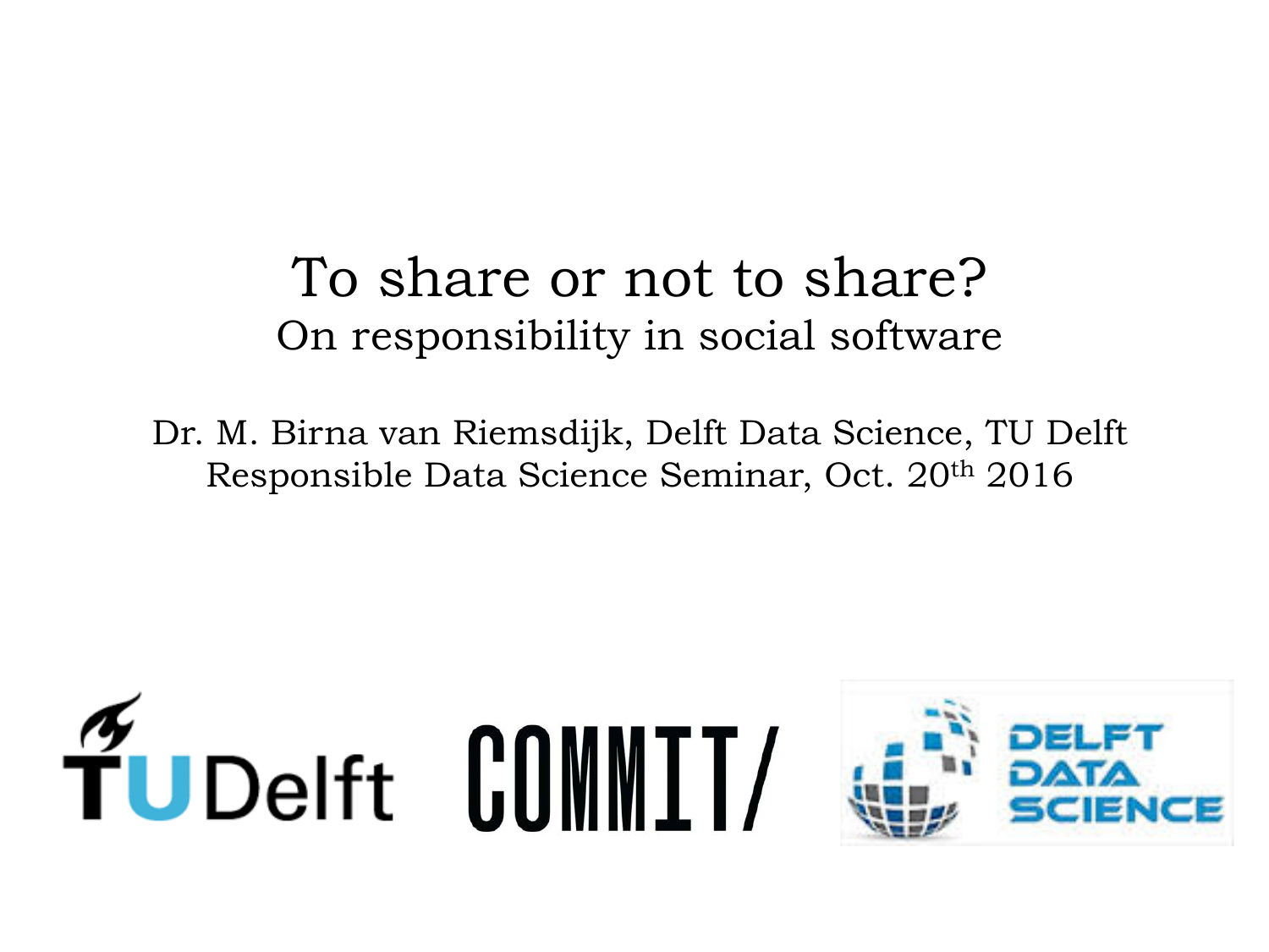# To share or not to share?

## On responsibility in social software

Dr. M. Birna van Riemsdijk, Delft Data Science, TU Delft

Responsible Data Science Seminar, Oct. 20th 2016

TU Delft COMMIT/ DELFT DATA SCIENCE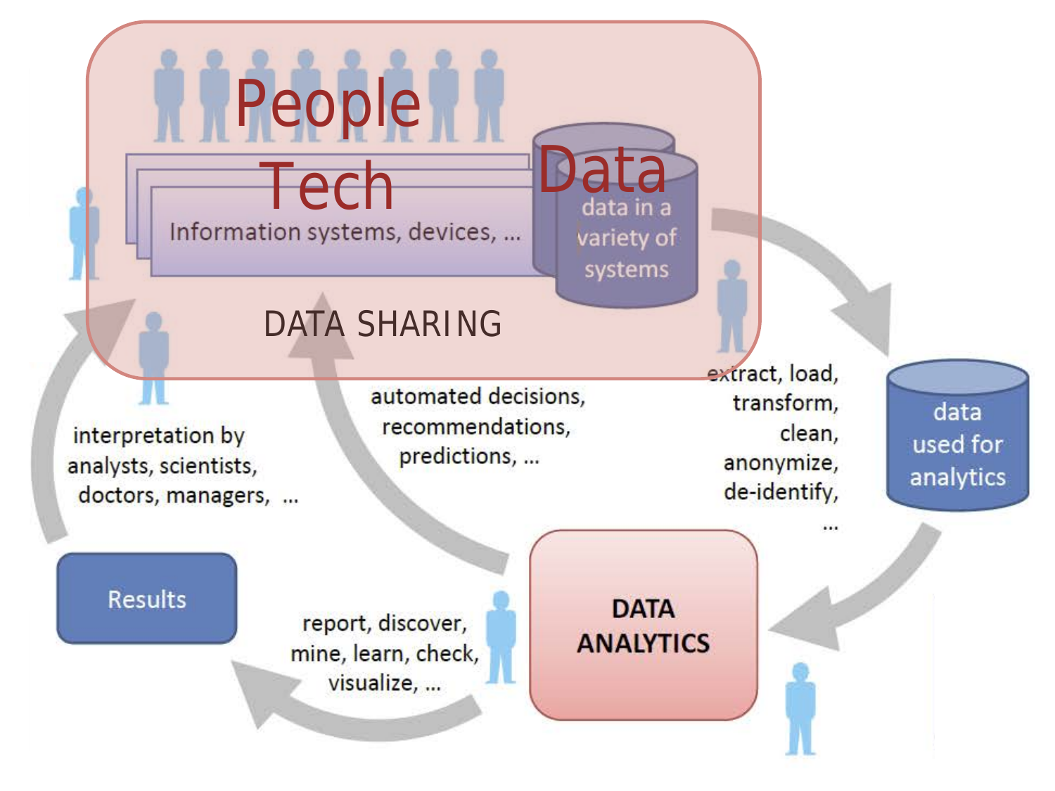People

Tech

Data

Information systems, devices, ...

data in a variety of systems

DATA SHARING

extract, load, transform, clean, anonymize, de-identify, ...

data used for analytics

DATA ANALYTICS

automated decisions, recommendations, predictions, ...

report, discover, mine, learn, check, visualize, ...

Results

interpretation by analysts, scientists, doctors, managers, ...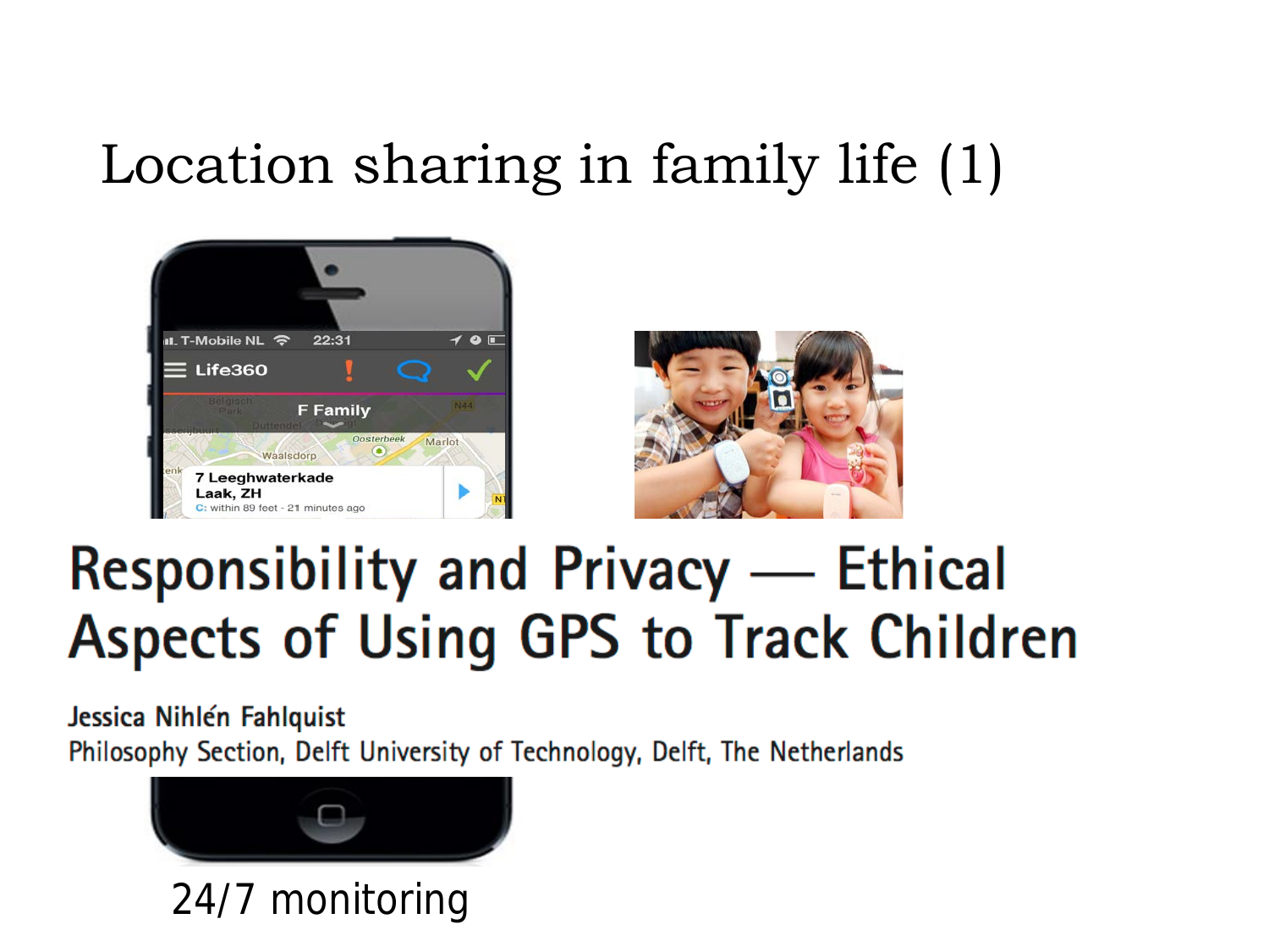# Location sharing in family life (1)

## Responsibility and Privacy — Ethical Aspects of Using GPS to Track Children

Jessica Nihlén Fahlquist

Philosophy Section, Delft University of Technology, Delft, The Netherlands

24/7 monitoring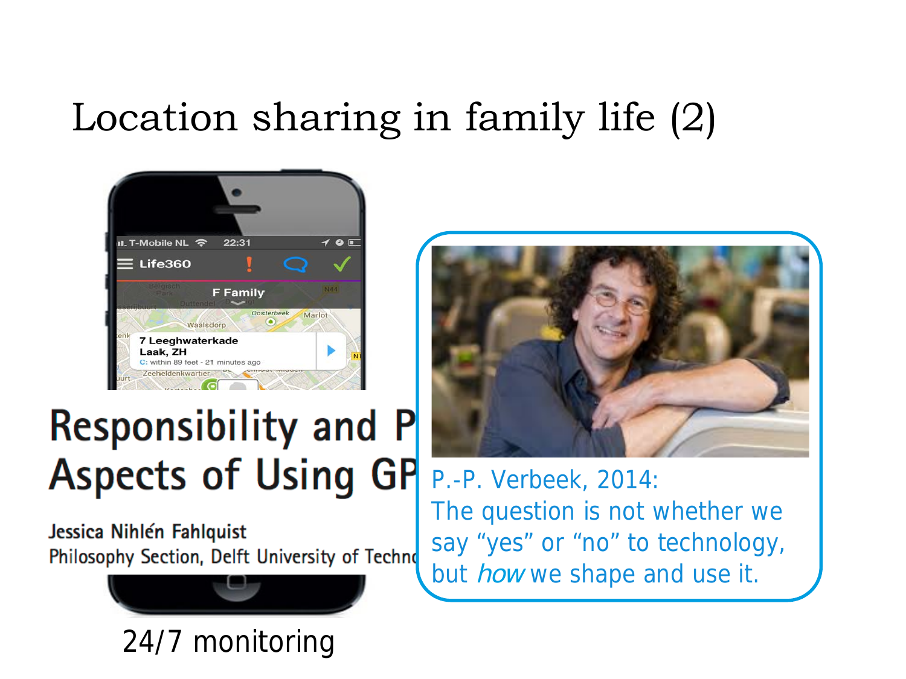# Location sharing in family life (2)

Responsibility and P

Aspects of Using GP

Jessica Nihlén Fahlquist

Philosophy Section, Delft University of Techno

24/7 monitoring

P.-P. Verbeek, 2014:
The question is not whether we say "yes" or "no" to technology, but *how* we shape and use it.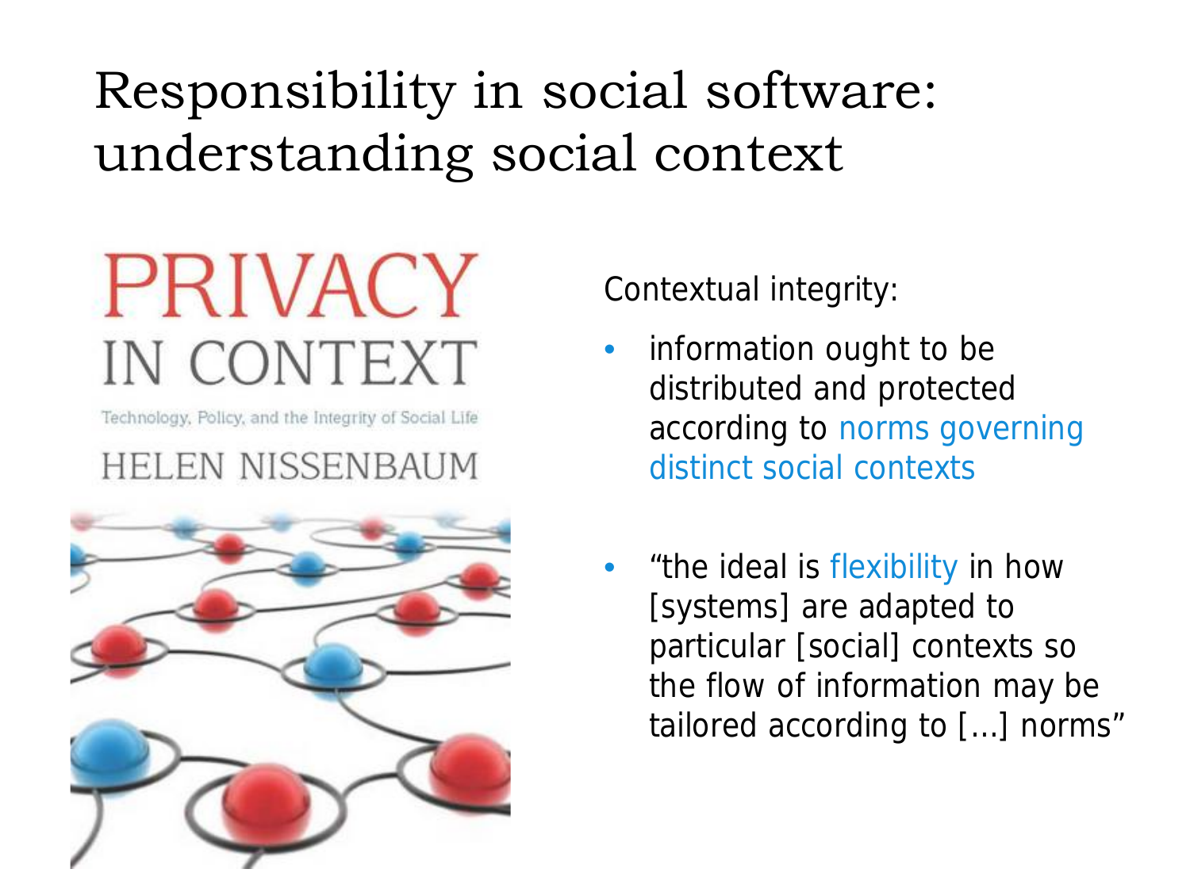# Responsibility in social software: understanding social context

PRIVACY IN CONTEXT

Technology, Policy, and the Integrity of Social Life

HELEN NISSENBAUM

Contextual integrity:

- information ought to be distributed and protected according to norms governing distinct social contexts
- "the ideal is flexibility in how [systems] are adapted to particular [social] contexts so the flow of information may be tailored according to [...] norms"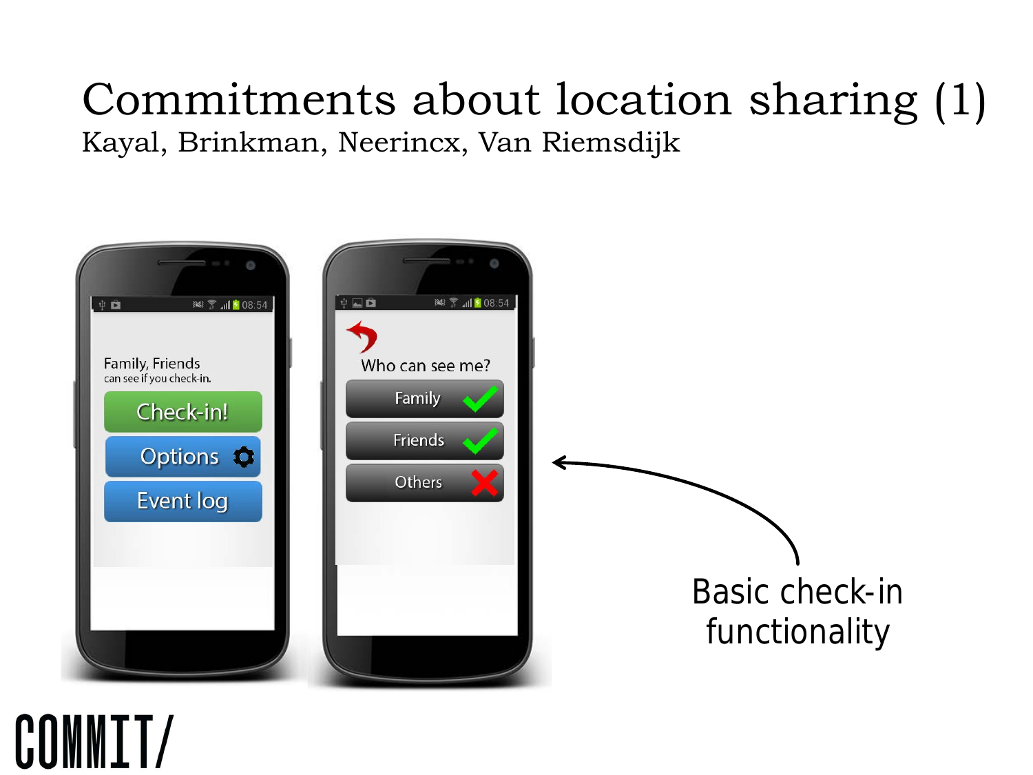# Commitments about location sharing (1)

Kayal, Brinkman, Neerincx, Van Riemsdijk

Family, Friends
can see if you check-in.

Check-in!

Options

Event log

Who can see me?

Family

Friends

Others

Basic check-in functionality

COMMIT/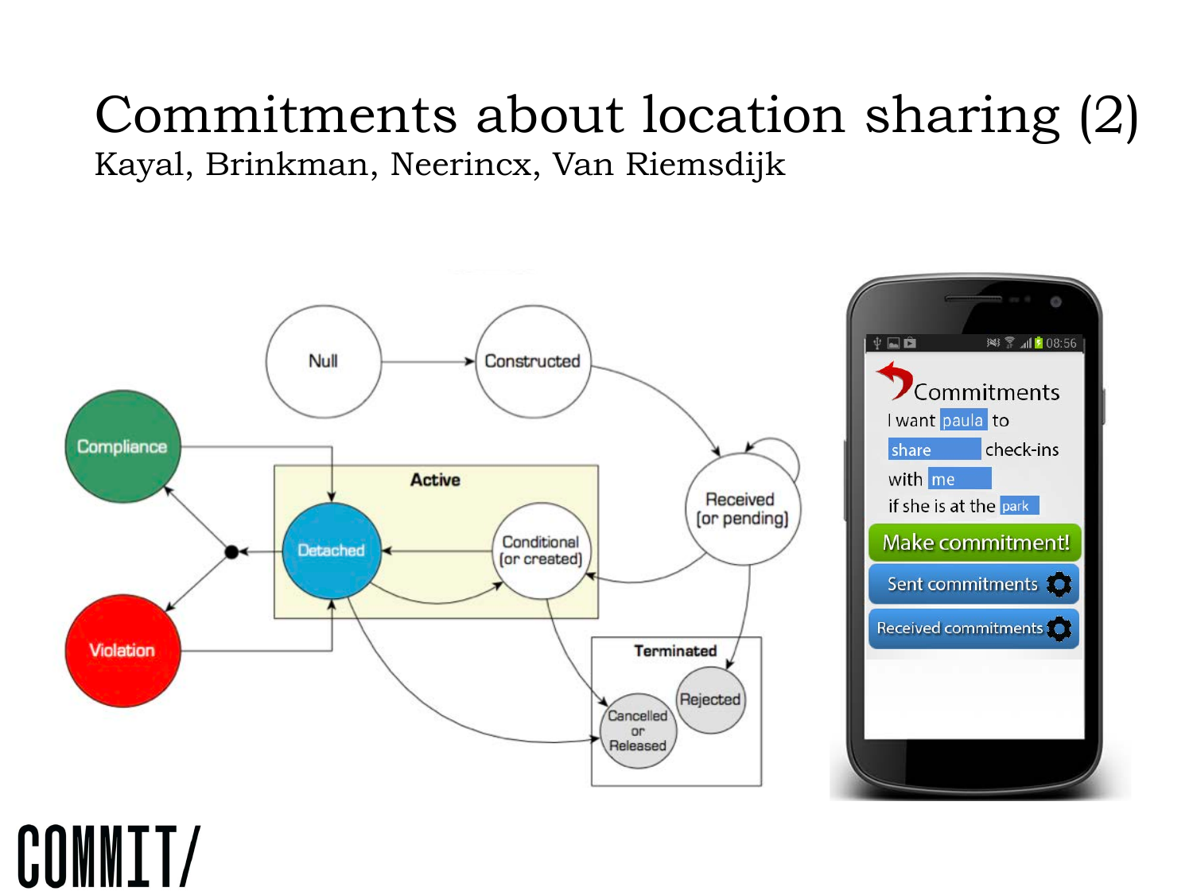# Commitments about location sharing (2)

Kayal, Brinkman, Neerincx, Van Riemsdijk

Null

Constructed

Received (or pending)

Active

Detached

Conditional (or created)

Compliance

Violation

Terminated

Cancelled or Released

Rejected

Commitments

I want paula to share check-ins with me if she is at the park

Make commitment!

Sent commitments

Received commitments

COMMIT/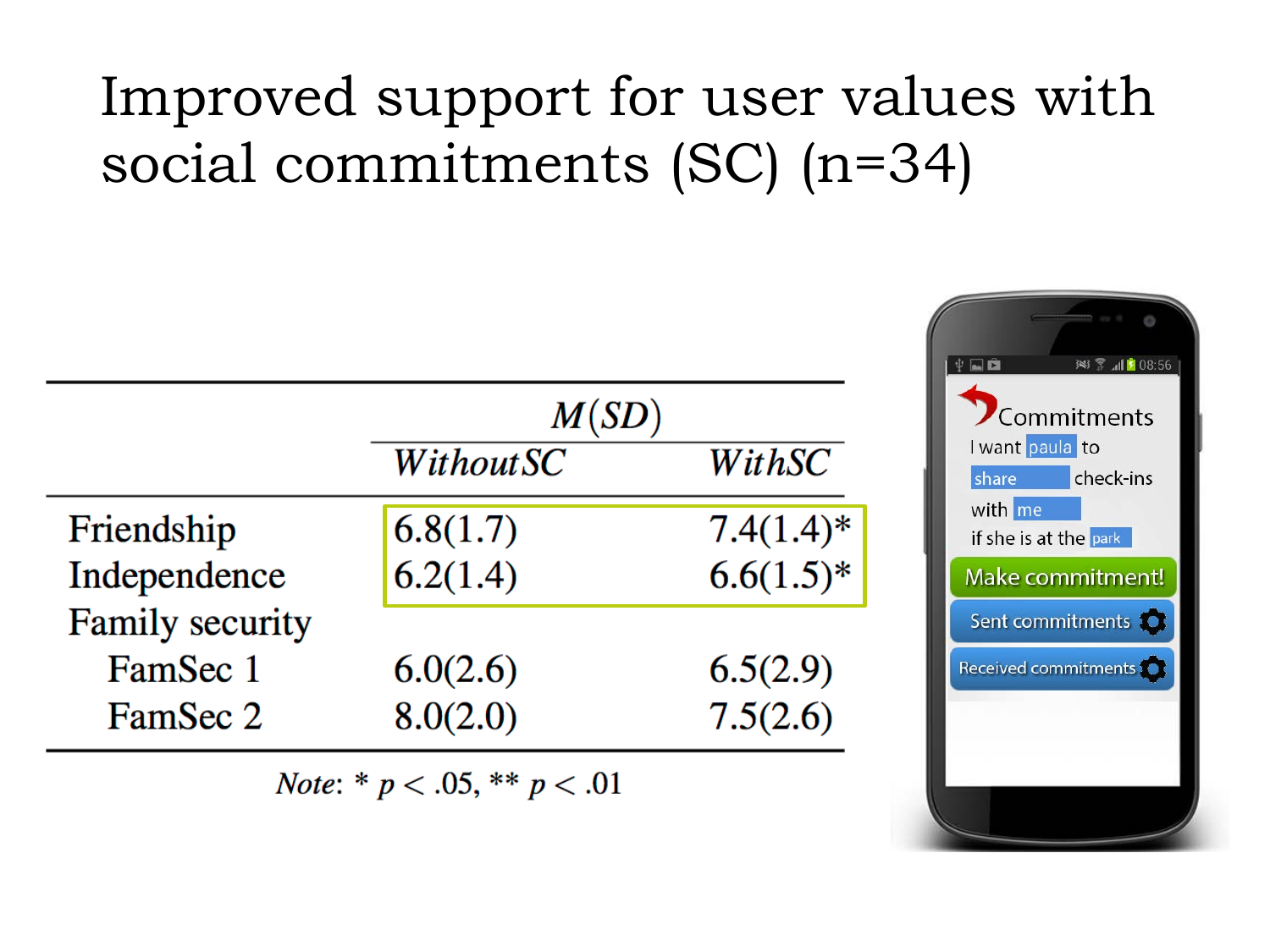# Improved support for user values with social commitments (SC) (n=34)

| | *M*(*SD*) | |
|---|---|---|
| | *WithoutSC* | *WithSC* |
| Friendship | 6.8(1.7) | 7.4(1.4)* |
| Independence | 6.2(1.4) | 6.6(1.5)* |
| Family security | | |
| FamSec 1 | 6.0(2.6) | 6.5(2.9) |
| FamSec 2 | 8.0(2.0) | 7.5(2.6) |

*Note*: * $p < .05$, ** $p < .01$

Commitments

I want paula to share check-ins with me if she is at the park

Make commitment!

Sent commitments

Received commitments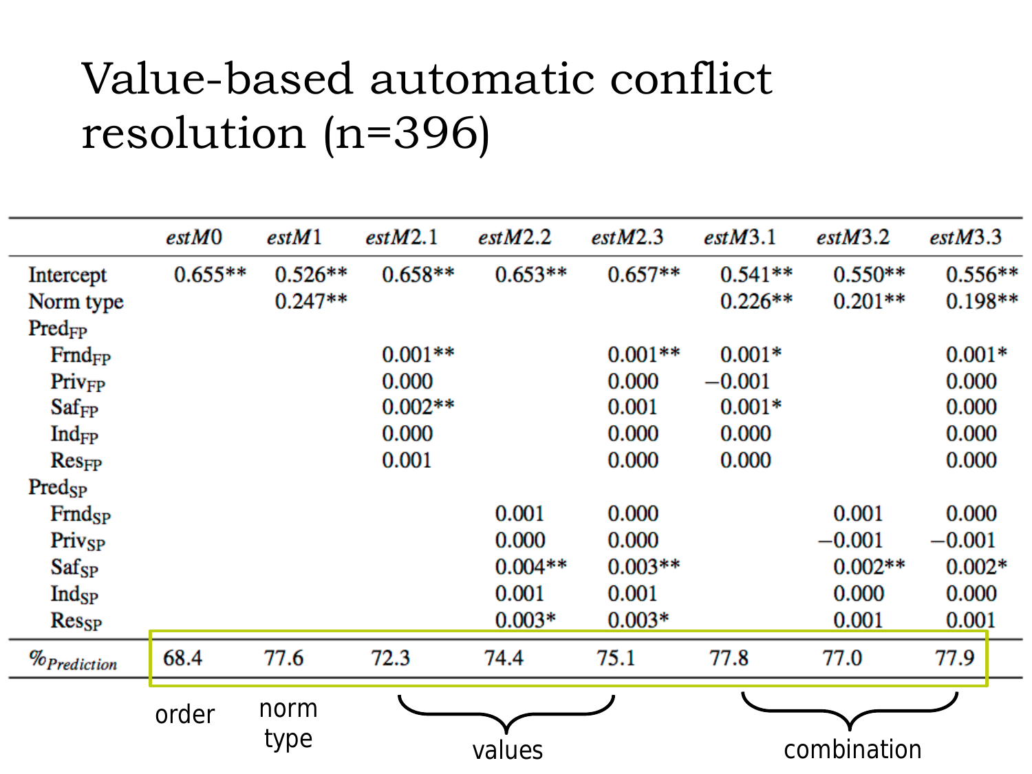# Value-based automatic conflict resolution (n=396)

| | *estM*0 | *estM*1 | *estM*2.1 | *estM*2.2 | *estM*2.3 | *estM*3.1 | *estM*3.2 | *estM*3.3 |
|---|---|---|---|---|---|---|---|---|
| Intercept | 0.655** | 0.526** | 0.658** | 0.653** | 0.657** | 0.541** | 0.550** | 0.556** |
| Norm type | | 0.247** | | | | 0.226** | 0.201** | 0.198** |
| $Pred_{FP}$ | | | | | | | | |
| $Frnd_{FP}$ | | | 0.001** | | 0.001** | 0.001* | | 0.001* |
| $Priv_{FP}$ | | | 0.000 | | 0.000 | −0.001 | | 0.000 |
| $Saf_{FP}$ | | | 0.002** | | 0.001 | 0.001* | | 0.000 |
| $Ind_{FP}$ | | | 0.000 | | 0.000 | 0.000 | | 0.000 |
| $Res_{FP}$ | | | 0.001 | | 0.000 | 0.000 | | 0.000 |
| $Pred_{SP}$ | | | | | | | | |
| $Frnd_{SP}$ | | | | 0.001 | 0.000 | | 0.001 | 0.000 |
| $Priv_{SP}$ | | | | 0.000 | 0.000 | | −0.001 | −0.001 |
| $Saf_{SP}$ | | | | 0.004** | 0.003** | | 0.002** | 0.002* |
| $Ind_{SP}$ | | | | 0.001 | 0.001 | | 0.000 | 0.000 |
| $Res_{SP}$ | | | | 0.003* | 0.003* | | 0.001 | 0.001 |
| $\%_{Prediction}$ | 68.4 | 77.6 | 72.3 | 74.4 | 75.1 | 77.8 | 77.0 | 77.9 |
| | order | norm type | values | values | values | combination | combination | combination |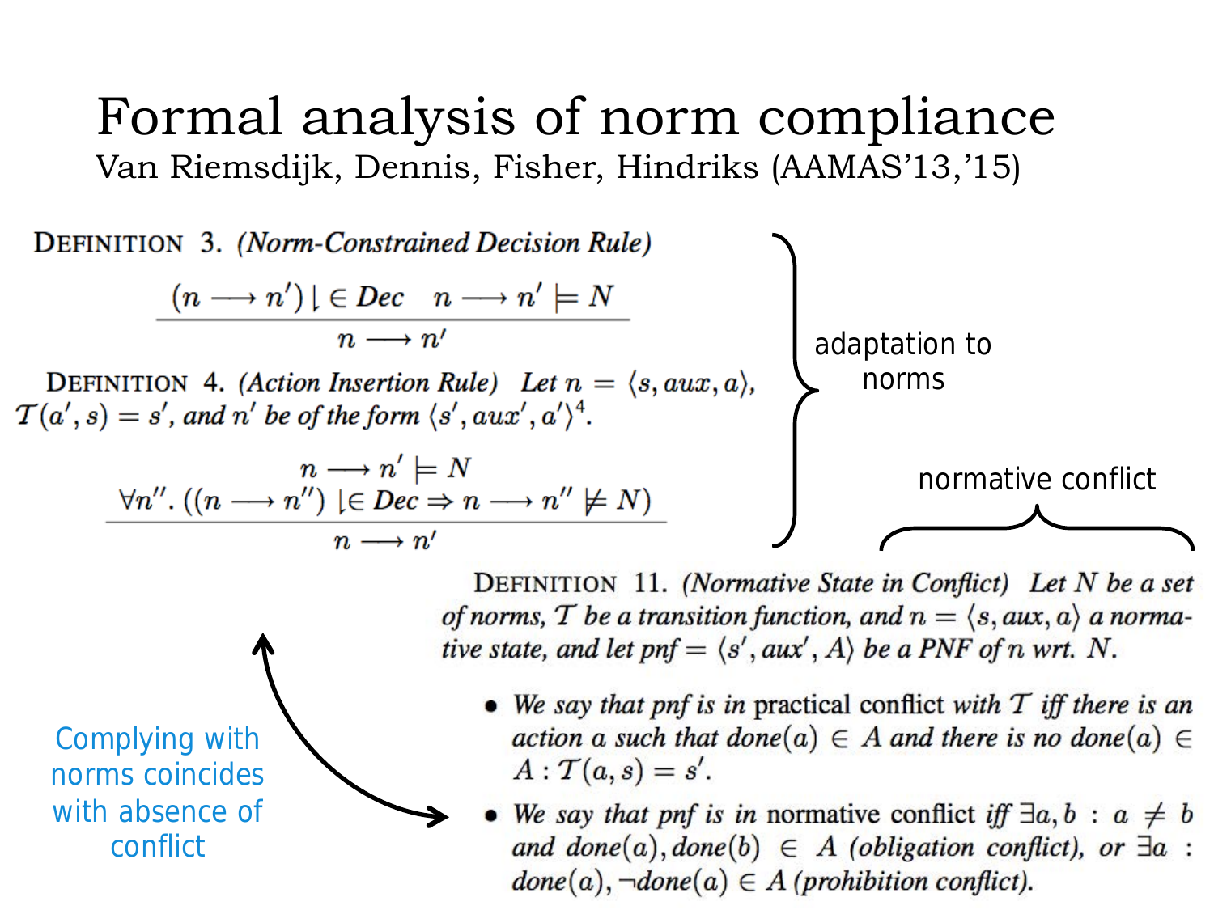# Formal analysis of norm compliance

Van Riemsdijk, Dennis, Fisher, Hindriks (AAMAS'13,'15)

**Definition 3.** *(Norm-Constrained Decision Rule)*

$$\frac{(n \longrightarrow n') \downarrow \in Dec \quad n \longrightarrow n' \models N}{n \longrightarrow n'}$$

**Definition 4.** *(Action Insertion Rule) Let $n = \langle s, aux, a \rangle$, $\mathcal{T}(a', s) = s'$, and $n'$ be of the form $\langle s', aux', a' \rangle$*[4].

$$\frac{\begin{array}{c} n \longrightarrow n' \models N \\ \forall n''. ((n \longrightarrow n'') \downarrow \in Dec \Rightarrow n \longrightarrow n'' \not\models N) \end{array}}{n \longrightarrow n'}$$

adaptation to norms

normative conflict

**Definition 11.** *(Normative State in Conflict) Let $N$ be a set of norms, $\mathcal{T}$ be a transition function, and $n = \langle s, aux, a \rangle$ a normative state, and let $pnf = \langle s', aux', A \rangle$ be a PNF of $n$ wrt. $N$.*

- *We say that pnf is in* practical conflict *with $\mathcal{T}$ iff there is an action $a$ such that $done(a) \in A$ and there is no $done(a) \in A : \mathcal{T}(a, s) = s'$.*
- *We say that pnf is in* normative conflict *iff $\exists a, b : a \neq b$ and $done(a), done(b) \in A$ (obligation conflict), or $\exists a : done(a), \neg done(a) \in A$ (prohibition conflict).*

Complying with norms coincides with absence of conflict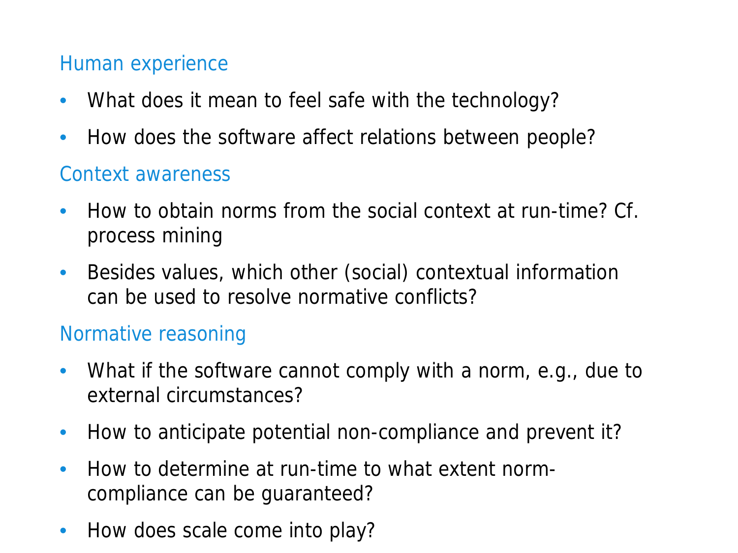## Human experience

- What does it mean to feel safe with the technology?
- How does the software affect relations between people?

## Context awareness

- How to obtain norms from the social context at run-time? Cf. process mining
- Besides values, which other (social) contextual information can be used to resolve normative conflicts?

## Normative reasoning

- What if the software cannot comply with a norm, e.g., due to external circumstances?
- How to anticipate potential non-compliance and prevent it?
- How to determine at run-time to what extent norm-compliance can be guaranteed?
- How does scale come into play?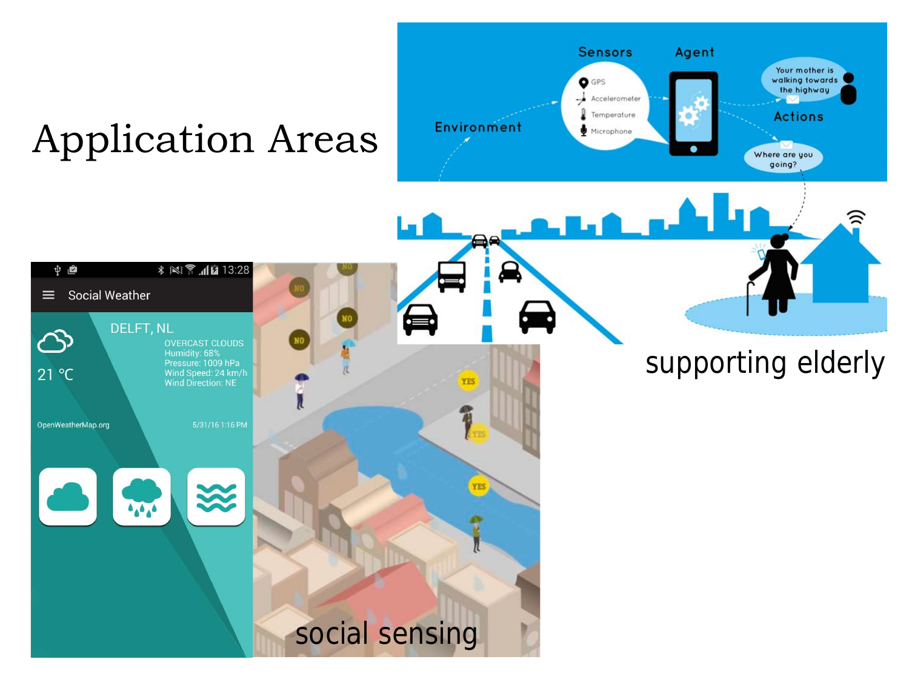# Application Areas

social sensing

supporting elderly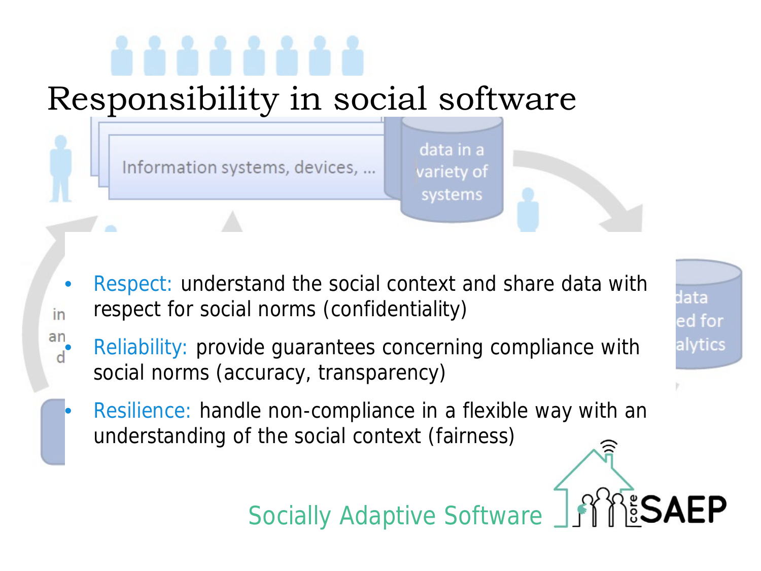# Responsibility in social software

- Respect: understand the social context and share data with respect for social norms (confidentiality)
- Reliability: provide guarantees concerning compliance with social norms (accuracy, transparency)
- Resilience: handle non-compliance in a flexible way with an understanding of the social context (fairness)

Socially Adaptive Software